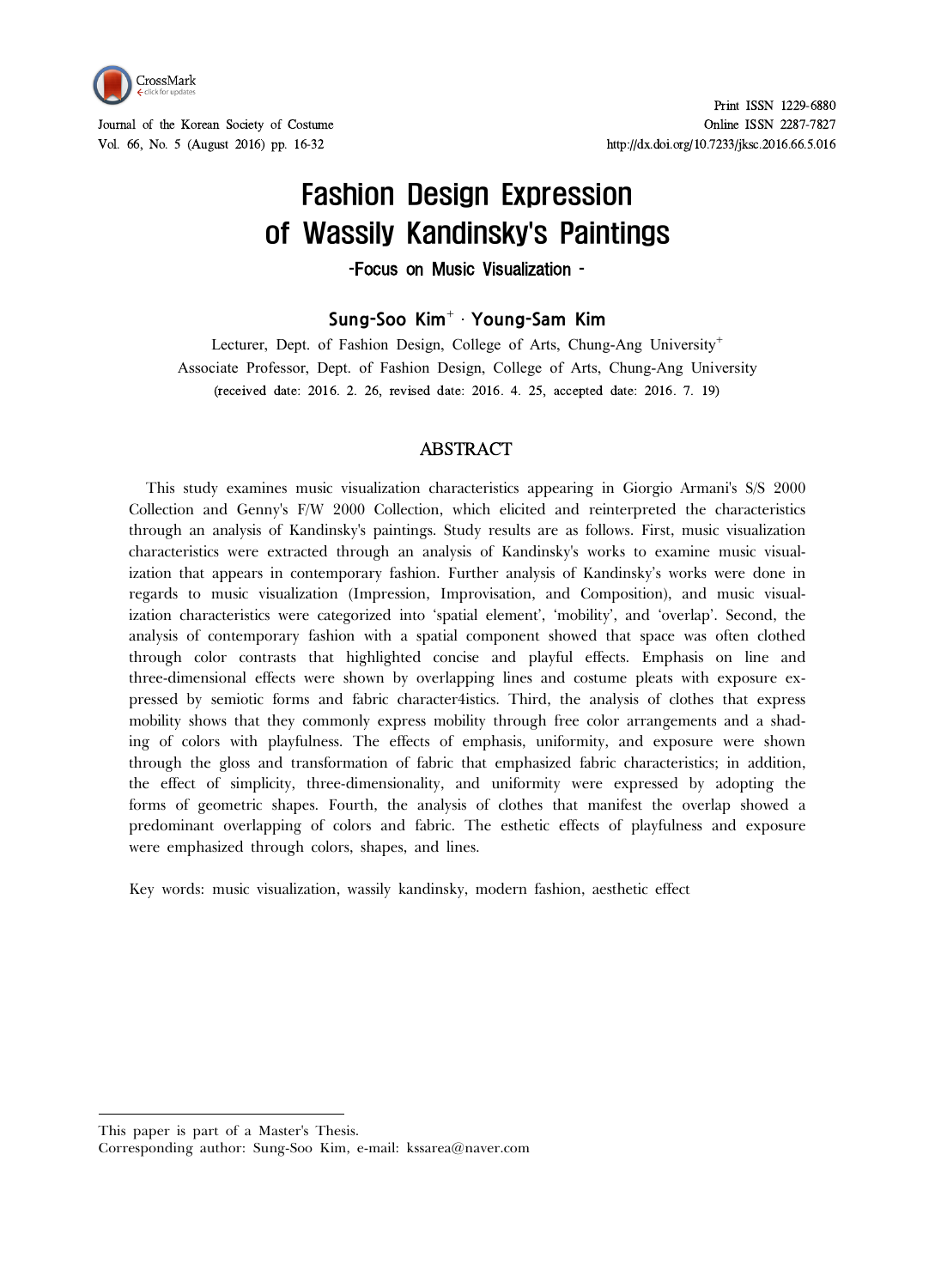# Fashion Design Expression of Wassily Kandinsky's Paintings

### -Focus on Music Visualization -

**Sung-Soo Kim[+] · Young-Sam Kim**

Lecturer, Dept. of Fashion Design, College of Arts, Chung-Ang University[+]
Associate Professor, Dept. of Fashion Design, College of Arts, Chung-Ang University
(received date: 2016. 2. 26, revised date: 2016. 4. 25, accepted date: 2016. 7. 19)

## ABSTRACT

This study examines music visualization characteristics appearing in Giorgio Armani's S/S 2000 Collection and Genny's F/W 2000 Collection, which elicited and reinterpreted the characteristics through an analysis of Kandinsky's paintings. Study results are as follows. First, music visualization characteristics were extracted through an analysis of Kandinsky's works to examine music visualization that appears in contemporary fashion. Further analysis of Kandinsky's works were done in regards to music visualization (Impression, Improvisation, and Composition), and music visualization characteristics were categorized into 'spatial element', 'mobility', and 'overlap'. Second, the analysis of contemporary fashion with a spatial component showed that space was often clothed through color contrasts that highlighted concise and playful effects. Emphasis on line and three-dimensional effects were shown by overlapping lines and costume pleats with exposure expressed by semiotic forms and fabric character4istics. Third, the analysis of clothes that express mobility shows that they commonly express mobility through free color arrangements and a shading of colors with playfulness. The effects of emphasis, uniformity, and exposure were shown through the gloss and transformation of fabric that emphasized fabric characteristics; in addition, the effect of simplicity, three-dimensionality, and uniformity were expressed by adopting the forms of geometric shapes. Fourth, the analysis of clothes that manifest the overlap showed a predominant overlapping of colors and fabric. The esthetic effects of playfulness and exposure were emphasized through colors, shapes, and lines.

Key words: music visualization, wassily kandinsky, modern fashion, aesthetic effect

---

This paper is part of a Master's Thesis.
Corresponding author: Sung-Soo Kim, e-mail: kssarea@naver.com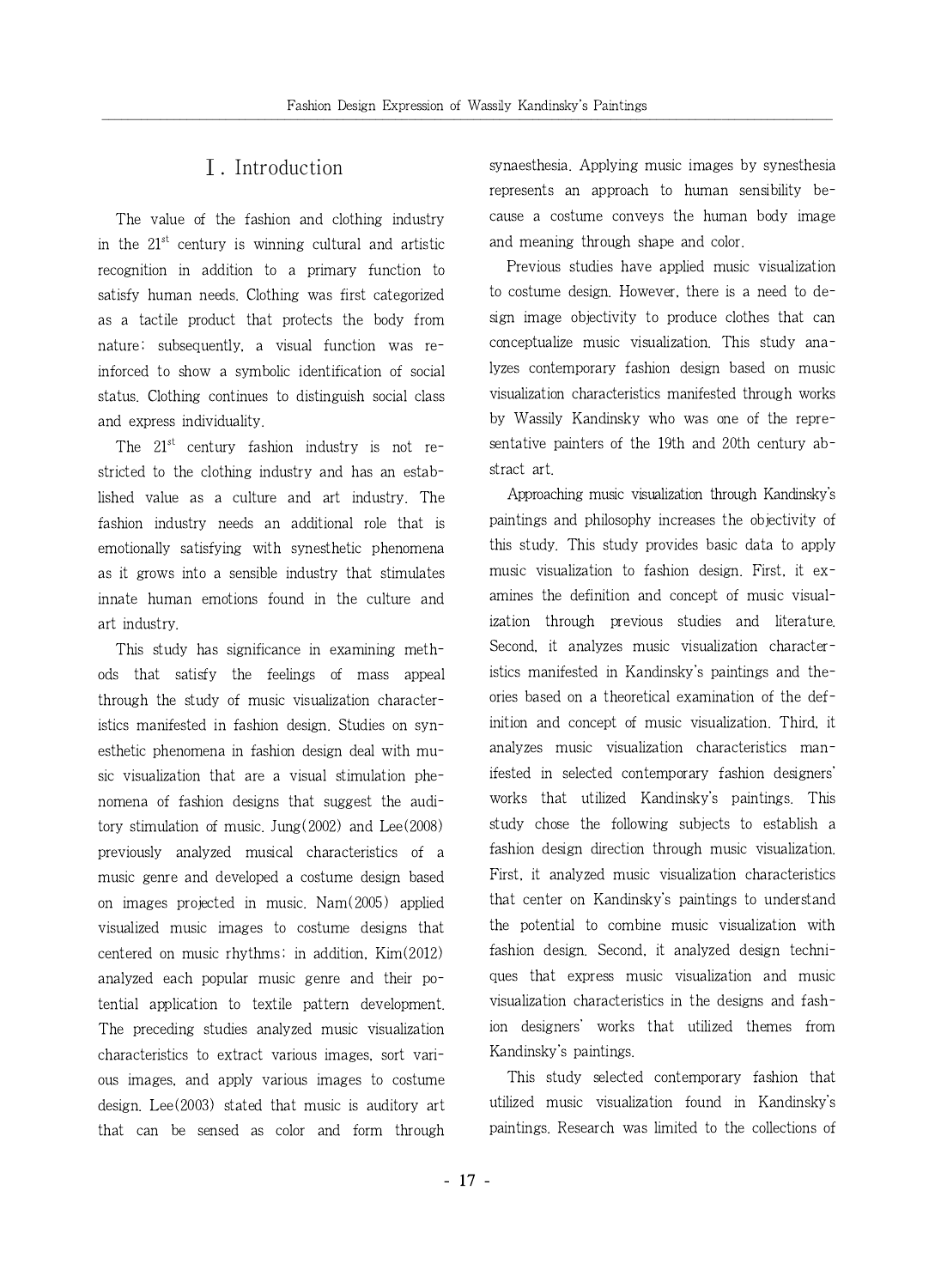# Ⅰ. Introduction

The value of the fashion and clothing industry in the 21st century is winning cultural and artistic recognition in addition to a primary function to satisfy human needs. Clothing was first categorized as a tactile product that protects the body from nature; subsequently, a visual function was reinforced to show a symbolic identification of social status. Clothing continues to distinguish social class and express individuality.

The 21st century fashion industry is not restricted to the clothing industry and has an established value as a culture and art industry. The fashion industry needs an additional role that is emotionally satisfying with synesthetic phenomena as it grows into a sensible industry that stimulates innate human emotions found in the culture and art industry.

This study has significance in examining methods that satisfy the feelings of mass appeal through the study of music visualization characteristics manifested in fashion design. Studies on synesthetic phenomena in fashion design deal with music visualization that are a visual stimulation phenomena of fashion designs that suggest the auditory stimulation of music. Jung(2002) and Lee(2008) previously analyzed musical characteristics of a music genre and developed a costume design based on images projected in music. Nam(2005) applied visualized music images to costume designs that centered on music rhythms; in addition, Kim(2012) analyzed each popular music genre and their potential application to textile pattern development. The preceding studies analyzed music visualization characteristics to extract various images, sort various images, and apply various images to costume design. Lee(2003) stated that music is auditory art that can be sensed as color and form through synaesthesia. Applying music images by synesthesia represents an approach to human sensibility because a costume conveys the human body image and meaning through shape and color.

Previous studies have applied music visualization to costume design. However, there is a need to design image objectivity to produce clothes that can conceptualize music visualization. This study analyzes contemporary fashion design based on music visualization characteristics manifested through works by Wassily Kandinsky who was one of the representative painters of the 19th and 20th century abstract art.

Approaching music visualization through Kandinsky's paintings and philosophy increases the objectivity of this study. This study provides basic data to apply music visualization to fashion design. First, it examines the definition and concept of music visualization through previous studies and literature. Second, it analyzes music visualization characteristics manifested in Kandinsky's paintings and theories based on a theoretical examination of the definition and concept of music visualization. Third, it analyzes music visualization characteristics manifested in selected contemporary fashion designers' works that utilized Kandinsky's paintings. This study chose the following subjects to establish a fashion design direction through music visualization. First, it analyzed music visualization characteristics that center on Kandinsky's paintings to understand the potential to combine music visualization with fashion design. Second, it analyzed design techniques that express music visualization and music visualization characteristics in the designs and fashion designers' works that utilized themes from Kandinsky's paintings.

This study selected contemporary fashion that utilized music visualization found in Kandinsky's paintings. Research was limited to the collections of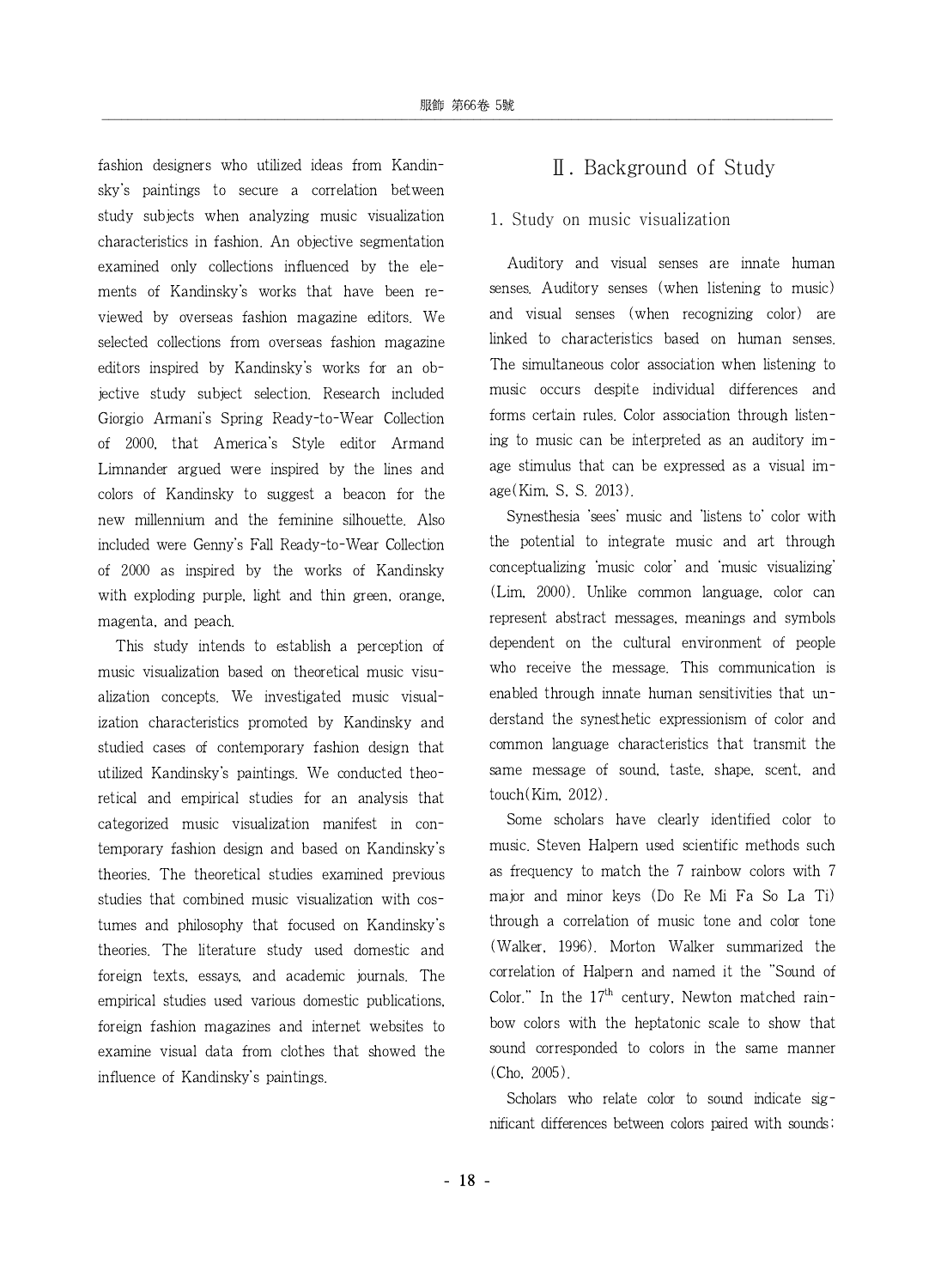fashion designers who utilized ideas from Kandinsky's paintings to secure a correlation between study subjects when analyzing music visualization characteristics in fashion. An objective segmentation examined only collections influenced by the elements of Kandinsky's works that have been reviewed by overseas fashion magazine editors. We selected collections from overseas fashion magazine editors inspired by Kandinsky's works for an objective study subject selection. Research included Giorgio Armani's Spring Ready-to-Wear Collection of 2000, that America's Style editor Armand Limnander argued were inspired by the lines and colors of Kandinsky to suggest a beacon for the new millennium and the feminine silhouette. Also included were Genny's Fall Ready-to-Wear Collection of 2000 as inspired by the works of Kandinsky with exploding purple, light and thin green, orange, magenta, and peach.

This study intends to establish a perception of music visualization based on theoretical music visualization concepts. We investigated music visualization characteristics promoted by Kandinsky and studied cases of contemporary fashion design that utilized Kandinsky's paintings. We conducted theoretical and empirical studies for an analysis that categorized music visualization manifest in contemporary fashion design and based on Kandinsky's theories. The theoretical studies examined previous studies that combined music visualization with costumes and philosophy that focused on Kandinsky's theories. The literature study used domestic and foreign texts, essays, and academic journals. The empirical studies used various domestic publications, foreign fashion magazines and internet websites to examine visual data from clothes that showed the influence of Kandinsky's paintings.

## Ⅱ. Background of Study

### 1. Study on music visualization

Auditory and visual senses are innate human senses. Auditory senses (when listening to music) and visual senses (when recognizing color) are linked to characteristics based on human senses. The simultaneous color association when listening to music occurs despite individual differences and forms certain rules. Color association through listening to music can be interpreted as an auditory image stimulus that can be expressed as a visual image(Kim, S. S. 2013).

Synesthesia 'sees' music and 'listens to' color with the potential to integrate music and art through conceptualizing 'music color' and 'music visualizing' (Lim, 2000). Unlike common language, color can represent abstract messages, meanings and symbols dependent on the cultural environment of people who receive the message. This communication is enabled through innate human sensitivities that understand the synesthetic expressionism of color and common language characteristics that transmit the same message of sound, taste, shape, scent, and touch(Kim, 2012).

Some scholars have clearly identified color to music. Steven Halpern used scientific methods such as frequency to match the 7 rainbow colors with 7 major and minor keys (Do Re Mi Fa So La Ti) through a correlation of music tone and color tone (Walker, 1996). Morton Walker summarized the correlation of Halpern and named it the "Sound of Color." In the 17th century, Newton matched rainbow colors with the heptatonic scale to show that sound corresponded to colors in the same manner (Cho, 2005).

Scholars who relate color to sound indicate significant differences between colors paired with sounds;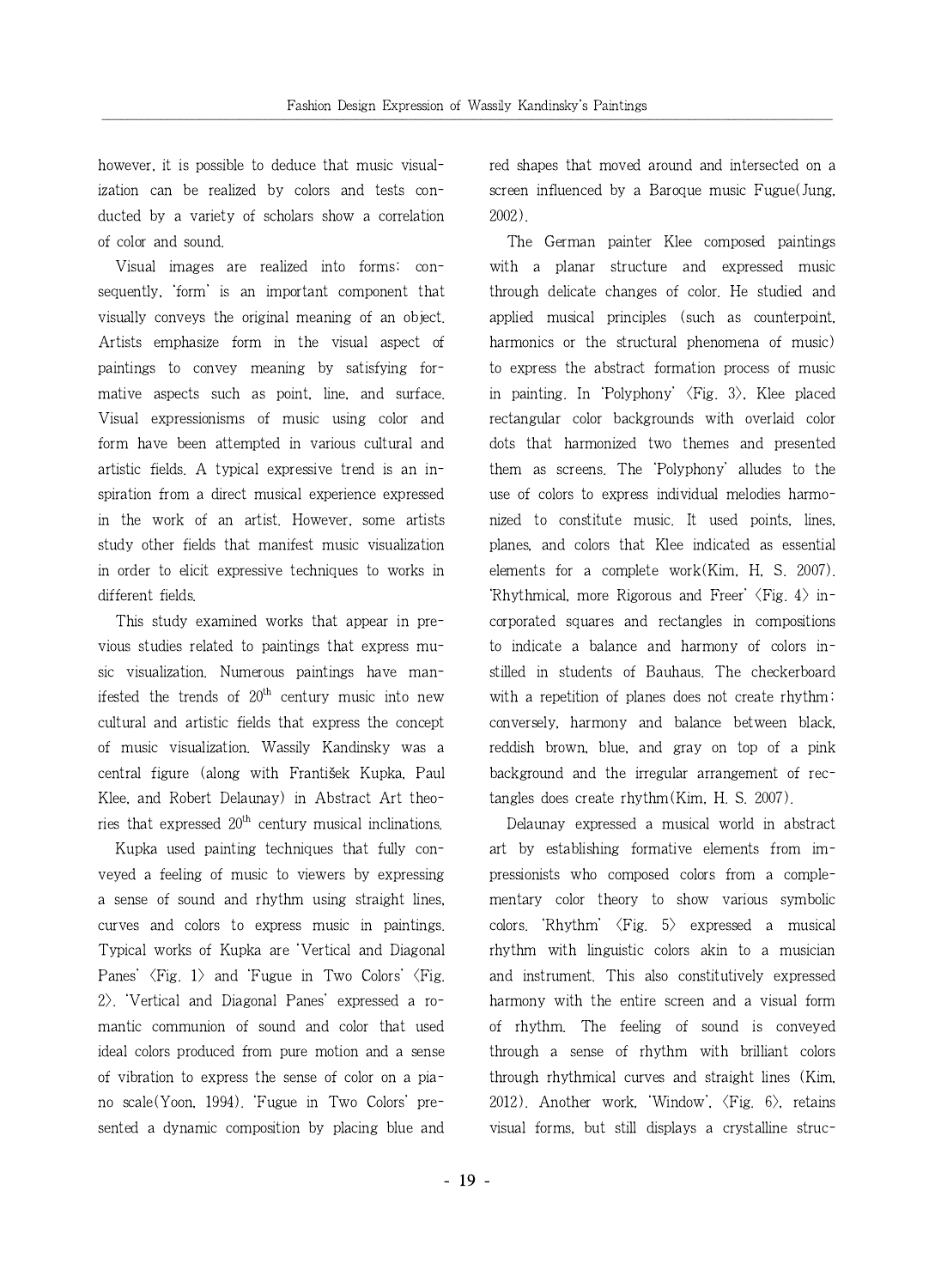however, it is possible to deduce that music visualization can be realized by colors and tests conducted by a variety of scholars show a correlation of color and sound.

Visual images are realized into forms; consequently, 'form' is an important component that visually conveys the original meaning of an object. Artists emphasize form in the visual aspect of paintings to convey meaning by satisfying formative aspects such as point, line, and surface. Visual expressionisms of music using color and form have been attempted in various cultural and artistic fields. A typical expressive trend is an inspiration from a direct musical experience expressed in the work of an artist. However, some artists study other fields that manifest music visualization in order to elicit expressive techniques to works in different fields.

This study examined works that appear in previous studies related to paintings that express music visualization. Numerous paintings have manifested the trends of 20th century music into new cultural and artistic fields that express the concept of music visualization. Wassily Kandinsky was a central figure (along with František Kupka, Paul Klee, and Robert Delaunay) in Abstract Art theories that expressed 20th century musical inclinations.

Kupka used painting techniques that fully conveyed a feeling of music to viewers by expressing a sense of sound and rhythm using straight lines, curves and colors to express music in paintings. Typical works of Kupka are 'Vertical and Diagonal Panes' 〈Fig. 1〉 and 'Fugue in Two Colors' 〈Fig. 2〉. 'Vertical and Diagonal Panes' expressed a romantic communion of sound and color that used ideal colors produced from pure motion and a sense of vibration to express the sense of color on a piano scale(Yoon, 1994). 'Fugue in Two Colors' presented a dynamic composition by placing blue and red shapes that moved around and intersected on a screen influenced by a Baroque music Fugue(Jung, 2002).

The German painter Klee composed paintings with a planar structure and expressed music through delicate changes of color. He studied and applied musical principles (such as counterpoint, harmonics or the structural phenomena of music) to express the abstract formation process of music in painting. In 'Polyphony' 〈Fig. 3〉, Klee placed rectangular color backgrounds with overlaid color dots that harmonized two themes and presented them as screens. The 'Polyphony' alludes to the use of colors to express individual melodies harmonized to constitute music. It used points, lines, planes, and colors that Klee indicated as essential elements for a complete work(Kim, H. S. 2007). 'Rhythmical, more Rigorous and Freer' 〈Fig. 4〉 incorporated squares and rectangles in compositions to indicate a balance and harmony of colors instilled in students of Bauhaus. The checkerboard with a repetition of planes does not create rhythm; conversely, harmony and balance between black, reddish brown, blue, and gray on top of a pink background and the irregular arrangement of rectangles does create rhythm(Kim, H. S. 2007).

Delaunay expressed a musical world in abstract art by establishing formative elements from impressionists who composed colors from a complementary color theory to show various symbolic colors. 'Rhythm' 〈Fig. 5〉 expressed a musical rhythm with linguistic colors akin to a musician and instrument. This also constitutively expressed harmony with the entire screen and a visual form of rhythm. The feeling of sound is conveyed through a sense of rhythm with brilliant colors through rhythmical curves and straight lines (Kim, 2012). Another work, 'Window', 〈Fig. 6〉, retains visual forms, but still displays a crystalline struc-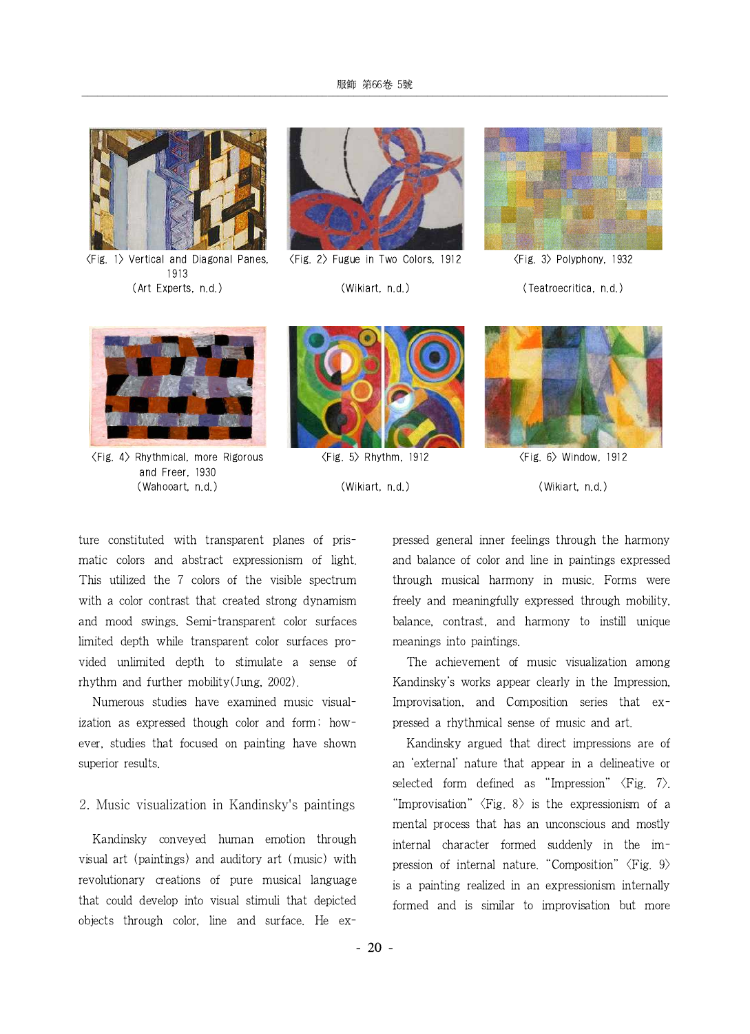〈Fig. 1〉 Vertical and Diagonal Panes, 1913
(Art Experts, n.d.)

〈Fig. 2〉 Fugue in Two Colors, 1912
(Wikiart, n.d.)

〈Fig. 3〉 Polyphony, 1932
(Teatroecritica, n.d.)

〈Fig. 4〉 Rhythmical, more Rigorous and Freer, 1930
(Wahooart, n.d.)

〈Fig. 5〉 Rhythm, 1912
(Wikiart, n.d.)

〈Fig. 6〉 Window, 1912
(Wikiart, n.d.)

ture constituted with transparent planes of prismatic colors and abstract expressionism of light. This utilized the 7 colors of the visible spectrum with a color contrast that created strong dynamism and mood swings. Semi-transparent color surfaces limited depth while transparent color surfaces provided unlimited depth to stimulate a sense of rhythm and further mobility(Jung, 2002).

Numerous studies have examined music visualization as expressed though color and form; however, studies that focused on painting have shown superior results.

## 2. Music visualization in Kandinsky's paintings

Kandinsky conveyed human emotion through visual art (paintings) and auditory art (music) with revolutionary creations of pure musical language that could develop into visual stimuli that depicted objects through color, line and surface. He expressed general inner feelings through the harmony and balance of color and line in paintings expressed through musical harmony in music. Forms were freely and meaningfully expressed through mobility, balance, contrast, and harmony to instill unique meanings into paintings.

The achievement of music visualization among Kandinsky's works appear clearly in the Impression, Improvisation, and Composition series that expressed a rhythmical sense of music and art.

Kandinsky argued that direct impressions are of an 'external' nature that appear in a delineative or selected form defined as "Impression" 〈Fig. 7〉. "Improvisation" 〈Fig. 8〉 is the expressionism of a mental process that has an unconscious and mostly internal character formed suddenly in the impression of internal nature. "Composition" 〈Fig. 9〉 is a painting realized in an expressionism internally formed and is similar to improvisation but more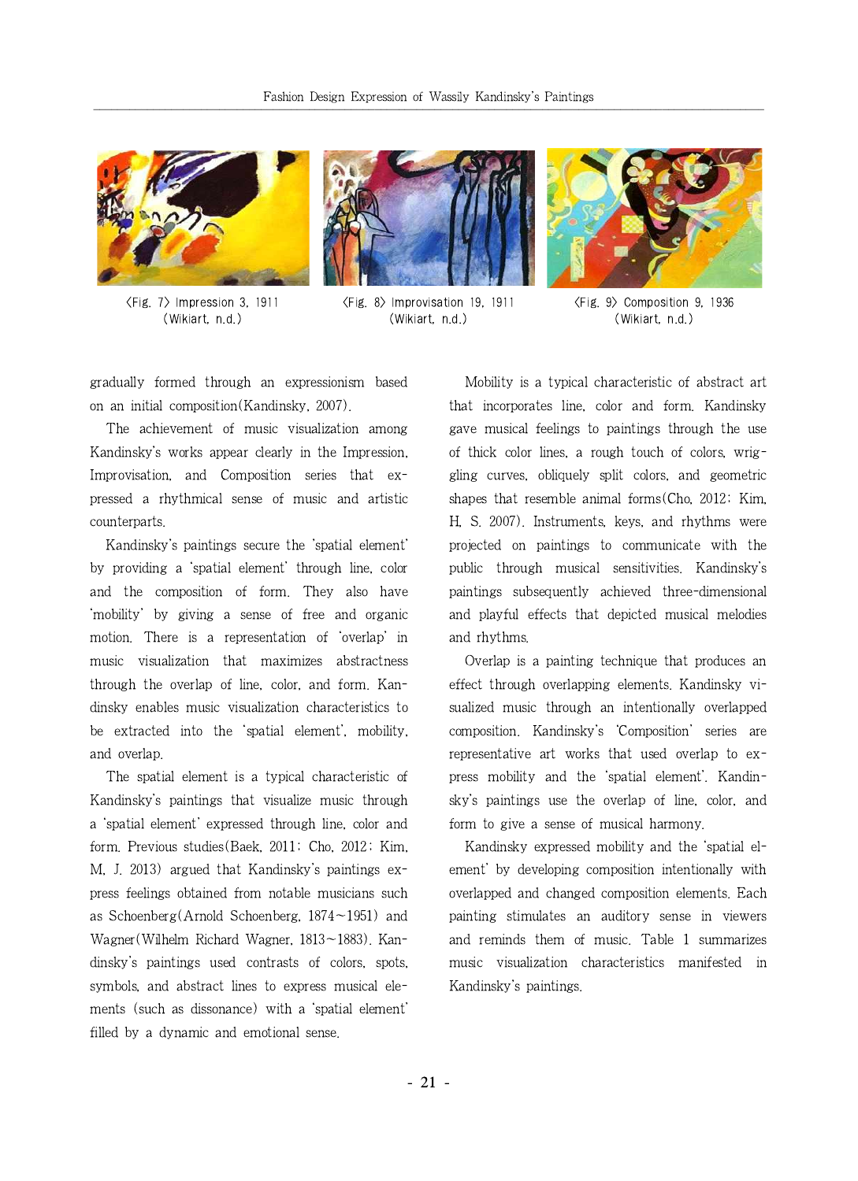〈Fig. 7〉 Impression 3, 1911 (Wikiart, n.d.)

〈Fig. 8〉 Improvisation 19, 1911 (Wikiart, n.d.)

〈Fig. 9〉 Composition 9, 1936 (Wikiart, n.d.)

gradually formed through an expressionism based on an initial composition(Kandinsky, 2007).

The achievement of music visualization among Kandinsky's works appear clearly in the Impression, Improvisation, and Composition series that expressed a rhythmical sense of music and artistic counterparts.

Kandinsky's paintings secure the 'spatial element' by providing a 'spatial element' through line, color and the composition of form. They also have 'mobility' by giving a sense of free and organic motion. There is a representation of 'overlap' in music visualization that maximizes abstractness through the overlap of line, color, and form. Kandinsky enables music visualization characteristics to be extracted into the 'spatial element', mobility, and overlap.

The spatial element is a typical characteristic of Kandinsky's paintings that visualize music through a 'spatial element' expressed through line, color and form. Previous studies(Baek, 2011; Cho, 2012; Kim, M. J. 2013) argued that Kandinsky's paintings express feelings obtained from notable musicians such as Schoenberg(Arnold Schoenberg, 1874~1951) and Wagner(Wilhelm Richard Wagner, 1813~1883). Kandinsky's paintings used contrasts of colors, spots, symbols, and abstract lines to express musical elements (such as dissonance) with a 'spatial element' filled by a dynamic and emotional sense.

Mobility is a typical characteristic of abstract art that incorporates line, color and form. Kandinsky gave musical feelings to paintings through the use of thick color lines, a rough touch of colors, wriggling curves, obliquely split colors, and geometric shapes that resemble animal forms(Cho, 2012; Kim, H. S. 2007). Instruments, keys, and rhythms were projected on paintings to communicate with the public through musical sensitivities. Kandinsky's paintings subsequently achieved three-dimensional and playful effects that depicted musical melodies and rhythms.

Overlap is a painting technique that produces an effect through overlapping elements. Kandinsky visualized music through an intentionally overlapped composition. Kandinsky's 'Composition' series are representative art works that used overlap to express mobility and the 'spatial element'. Kandinsky's paintings use the overlap of line, color, and form to give a sense of musical harmony.

Kandinsky expressed mobility and the 'spatial element' by developing composition intentionally with overlapped and changed composition elements. Each painting stimulates an auditory sense in viewers and reminds them of music. Table 1 summarizes music visualization characteristics manifested in Kandinsky's paintings.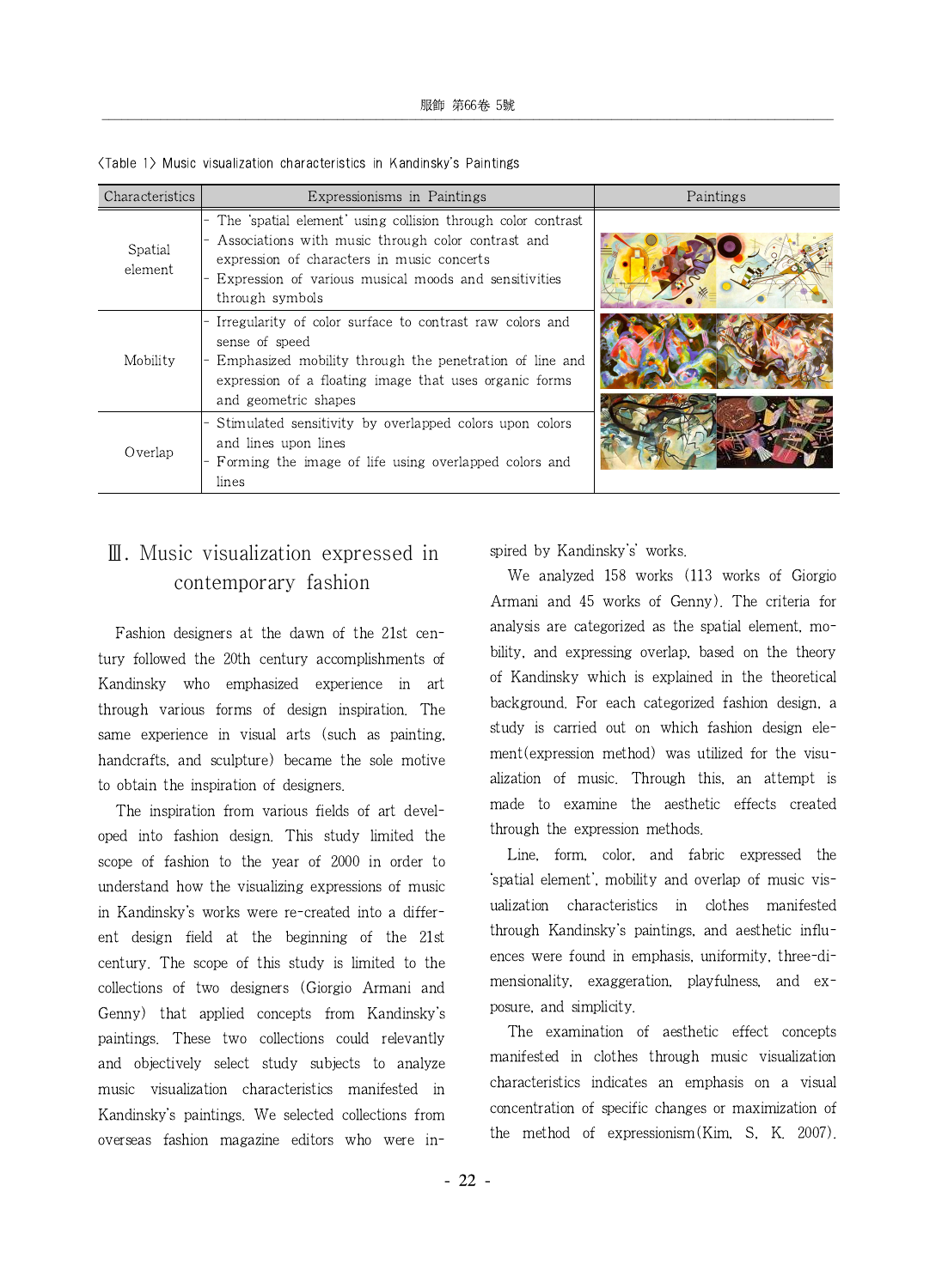〈Table 1〉 Music visualization characteristics in Kandinsky's Paintings

| Characteristics | Expressionisms in Paintings | Paintings |
|---|---|---|
| Spatial element | - The 'spatial element' using collision through color contrast<br>- Associations with music through color contrast and expression of characters in music concerts<br>- Expression of various musical moods and sensitivities through symbols | |
| Mobility | - Irregularity of color surface to contrast raw colors and sense of speed<br>- Emphasized mobility through the penetration of line and expression of a floating image that uses organic forms and geometric shapes | |
| Overlap | - Stimulated sensitivity by overlapped colors upon colors and lines upon lines<br>- Forming the image of life using overlapped colors and lines | |

## Ⅲ. Music visualization expressed in contemporary fashion

Fashion designers at the dawn of the 21st century followed the 20th century accomplishments of Kandinsky who emphasized experience in art through various forms of design inspiration. The same experience in visual arts (such as painting, handcrafts, and sculpture) became the sole motive to obtain the inspiration of designers.

The inspiration from various fields of art developed into fashion design. This study limited the scope of fashion to the year of 2000 in order to understand how the visualizing expressions of music in Kandinsky's works were re-created into a different design field at the beginning of the 21st century. The scope of this study is limited to the collections of two designers (Giorgio Armani and Genny) that applied concepts from Kandinsky's paintings. These two collections could relevantly and objectively select study subjects to analyze music visualization characteristics manifested in Kandinsky's paintings. We selected collections from overseas fashion magazine editors who were inspired by Kandinsky's' works.

We analyzed 158 works (113 works of Giorgio Armani and 45 works of Genny). The criteria for analysis are categorized as the spatial element, mobility, and expressing overlap, based on the theory of Kandinsky which is explained in the theoretical background. For each categorized fashion design, a study is carried out on which fashion design element(expression method) was utilized for the visualization of music. Through this, an attempt is made to examine the aesthetic effects created through the expression methods.

Line, form, color, and fabric expressed the 'spatial element', mobility and overlap of music visualization characteristics in clothes manifested through Kandinsky's paintings, and aesthetic influences were found in emphasis, uniformity, three-dimensionality, exaggeration, playfulness, and exposure, and simplicity.

The examination of aesthetic effect concepts manifested in clothes through music visualization characteristics indicates an emphasis on a visual concentration of specific changes or maximization of the method of expressionism(Kim, S. K. 2007).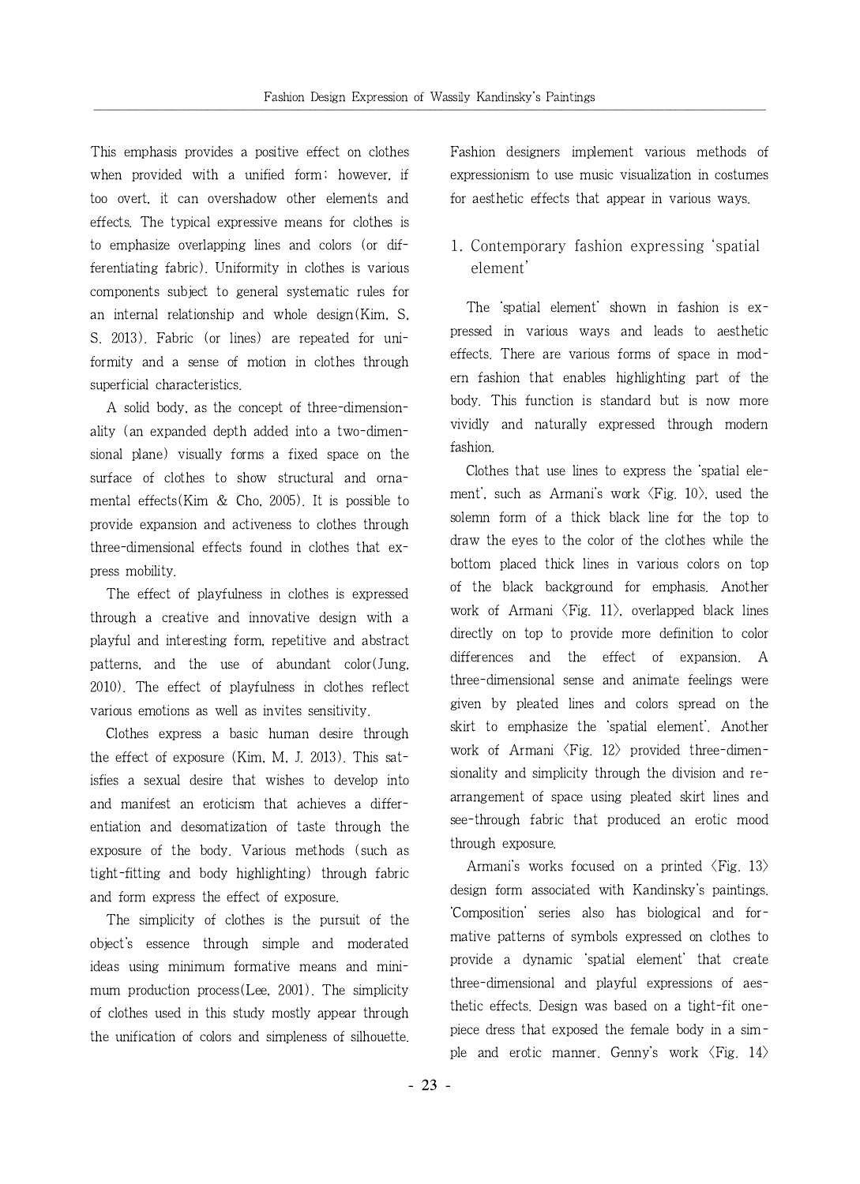This emphasis provides a positive effect on clothes when provided with a unified form; however, if too overt, it can overshadow other elements and effects. The typical expressive means for clothes is to emphasize overlapping lines and colors (or differentiating fabric). Uniformity in clothes is various components subject to general systematic rules for an internal relationship and whole design(Kim, S. S. 2013). Fabric (or lines) are repeated for uniformity and a sense of motion in clothes through superficial characteristics.

A solid body, as the concept of three-dimensionality (an expanded depth added into a two-dimensional plane) visually forms a fixed space on the surface of clothes to show structural and ornamental effects(Kim & Cho, 2005). It is possible to provide expansion and activeness to clothes through three-dimensional effects found in clothes that express mobility.

The effect of playfulness in clothes is expressed through a creative and innovative design with a playful and interesting form, repetitive and abstract patterns, and the use of abundant color(Jung, 2010). The effect of playfulness in clothes reflect various emotions as well as invites sensitivity.

Clothes express a basic human desire through the effect of exposure (Kim, M. J. 2013). This satisfies a sexual desire that wishes to develop into and manifest an eroticism that achieves a differentiation and desomatization of taste through the exposure of the body. Various methods (such as tight-fitting and body highlighting) through fabric and form express the effect of exposure.

The simplicity of clothes is the pursuit of the object's essence through simple and moderated ideas using minimum formative means and minimum production process(Lee, 2001). The simplicity of clothes used in this study mostly appear through the unification of colors and simpleness of silhouette. Fashion designers implement various methods of expressionism to use music visualization in costumes for aesthetic effects that appear in various ways.

## 1. Contemporary fashion expressing 'spatial element'

The 'spatial element' shown in fashion is expressed in various ways and leads to aesthetic effects. There are various forms of space in modern fashion that enables highlighting part of the body. This function is standard but is now more vividly and naturally expressed through modern fashion.

Clothes that use lines to express the 'spatial element', such as Armani's work 〈Fig. 10〉, used the solemn form of a thick black line for the top to draw the eyes to the color of the clothes while the bottom placed thick lines in various colors on top of the black background for emphasis. Another work of Armani 〈Fig. 11〉, overlapped black lines directly on top to provide more definition to color differences and the effect of expansion. A three-dimensional sense and animate feelings were given by pleated lines and colors spread on the skirt to emphasize the 'spatial element'. Another work of Armani 〈Fig. 12〉 provided three-dimensionality and simplicity through the division and rearrangement of space using pleated skirt lines and see-through fabric that produced an erotic mood through exposure.

Armani's works focused on a printed 〈Fig. 13〉 design form associated with Kandinsky's paintings. 'Composition' series also has biological and formative patterns of symbols expressed on clothes to provide a dynamic 'spatial element' that create three-dimensional and playful expressions of aesthetic effects. Design was based on a tight-fit one-piece dress that exposed the female body in a simple and erotic manner. Genny's work 〈Fig. 14〉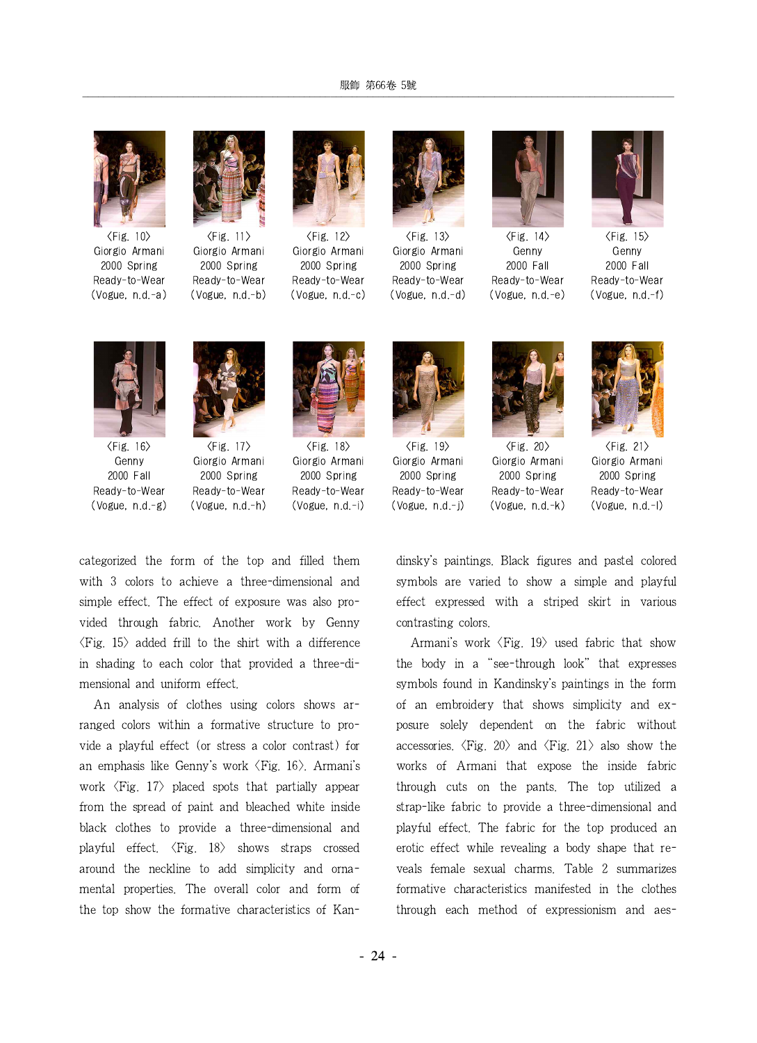〈Fig. 10〉 Giorgio Armani 2000 Spring Ready-to-Wear (Vogue, n.d.-a)

〈Fig. 11〉 Giorgio Armani 2000 Spring Ready-to-Wear (Vogue, n.d.-b)

〈Fig. 12〉 Giorgio Armani 2000 Spring Ready-to-Wear (Vogue, n.d.-c)

〈Fig. 13〉 Giorgio Armani 2000 Spring Ready-to-Wear (Vogue, n.d.-d)

〈Fig. 14〉 Genny 2000 Fall Ready-to-Wear (Vogue, n.d.-e)

〈Fig. 15〉 Genny 2000 Fall Ready-to-Wear (Vogue, n.d.-f)

〈Fig. 16〉 Genny 2000 Fall Ready-to-Wear (Vogue, n.d.-g)

〈Fig. 17〉 Giorgio Armani 2000 Spring Ready-to-Wear (Vogue, n.d.-h)

〈Fig. 18〉 Giorgio Armani 2000 Spring Ready-to-Wear (Vogue, n.d.-i)

〈Fig. 19〉 Giorgio Armani 2000 Spring Ready-to-Wear (Vogue, n.d.-j)

〈Fig. 20〉 Giorgio Armani 2000 Spring Ready-to-Wear (Vogue, n.d.-k)

〈Fig. 21〉 Giorgio Armani 2000 Spring Ready-to-Wear (Vogue, n.d.-l)

categorized the form of the top and filled them with 3 colors to achieve a three-dimensional and simple effect. The effect of exposure was also provided through fabric. Another work by Genny 〈Fig. 15〉 added frill to the shirt with a difference in shading to each color that provided a three-dimensional and uniform effect.

An analysis of clothes using colors shows arranged colors within a formative structure to provide a playful effect (or stress a color contrast) for an emphasis like Genny's work 〈Fig. 16〉. Armani's work 〈Fig. 17〉 placed spots that partially appear from the spread of paint and bleached white inside black clothes to provide a three-dimensional and playful effect. 〈Fig. 18〉 shows straps crossed around the neckline to add simplicity and ornamental properties. The overall color and form of the top show the formative characteristics of Kandinsky's paintings. Black figures and pastel colored symbols are varied to show a simple and playful effect expressed with a striped skirt in various contrasting colors.

Armani's work 〈Fig. 19〉 used fabric that show the body in a "see-through look" that expresses symbols found in Kandinsky's paintings in the form of an embroidery that shows simplicity and exposure solely dependent on the fabric without accessories. 〈Fig. 20〉 and 〈Fig. 21〉 also show the works of Armani that expose the inside fabric through cuts on the pants. The top utilized a strap-like fabric to provide a three-dimensional and playful effect. The fabric for the top produced an erotic effect while revealing a body shape that reveals female sexual charms. Table 2 summarizes formative characteristics manifested in the clothes through each method of expressionism and aes-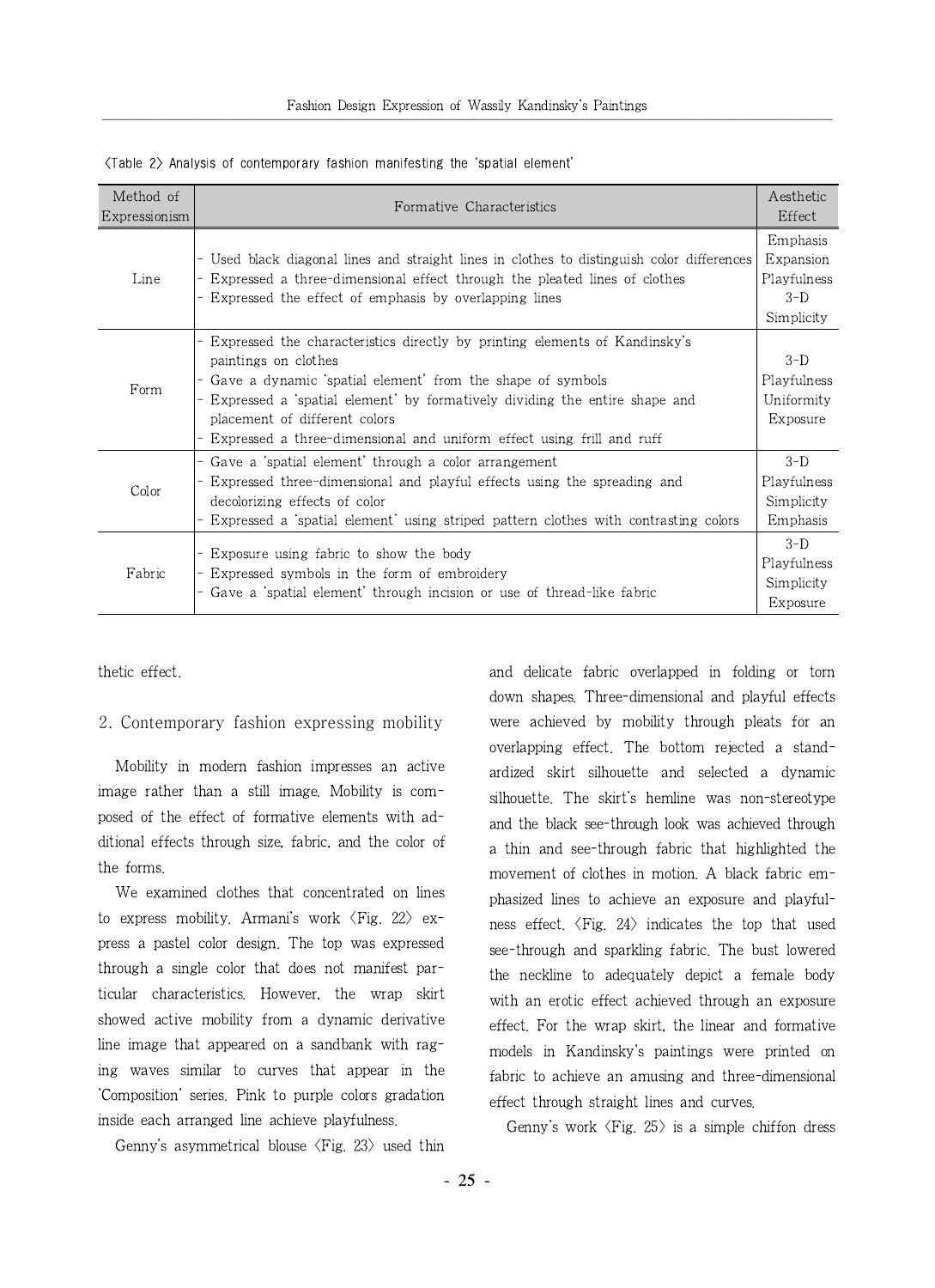〈Table 2〉 Analysis of contemporary fashion manifesting the 'spatial element'

| Method of Expressionism | Formative Characteristics | Aesthetic Effect |
| --- | --- | --- |
| Line | - Used black diagonal lines and straight lines in clothes to distinguish color differences<br>- Expressed a three-dimensional effect through the pleated lines of clothes<br>- Expressed the effect of emphasis by overlapping lines | Emphasis<br>Expansion<br>Playfulness<br>3-D<br>Simplicity |
| Form | - Expressed the characteristics directly by printing elements of Kandinsky's paintings on clothes<br>- Gave a dynamic 'spatial element' from the shape of symbols<br>- Expressed a 'spatial element' by formatively dividing the entire shape and placement of different colors<br>- Expressed a three-dimensional and uniform effect using frill and ruff | 3-D<br>Playfulness<br>Uniformity<br>Exposure |
| Color | - Gave a 'spatial element' through a color arrangement<br>- Expressed three-dimensional and playful effects using the spreading and decolorizing effects of color<br>- Expressed a 'spatial element' using striped pattern clothes with contrasting colors | 3-D<br>Playfulness<br>Simplicity<br>Emphasis |
| Fabric | - Exposure using fabric to show the body<br>- Expressed symbols in the form of embroidery<br>- Gave a 'spatial element' through incision or use of thread-like fabric | 3-D<br>Playfulness<br>Simplicity<br>Exposure |

thetic effect.

## 2. Contemporary fashion expressing mobility

Mobility in modern fashion impresses an active image rather than a still image. Mobility is composed of the effect of formative elements with additional effects through size, fabric, and the color of the forms.

We examined clothes that concentrated on lines to express mobility. Armani's work 〈Fig. 22〉 express a pastel color design. The top was expressed through a single color that does not manifest particular characteristics. However, the wrap skirt showed active mobility from a dynamic derivative line image that appeared on a sandbank with raging waves similar to curves that appear in the 'Composition' series. Pink to purple colors gradation inside each arranged line achieve playfulness.

Genny's asymmetrical blouse 〈Fig. 23〉 used thin and delicate fabric overlapped in folding or torn down shapes. Three-dimensional and playful effects were achieved by mobility through pleats for an overlapping effect. The bottom rejected a standardized skirt silhouette and selected a dynamic silhouette. The skirt's hemline was non-stereotype and the black see-through look was achieved through a thin and see-through fabric that highlighted the movement of clothes in motion. A black fabric emphasized lines to achieve an exposure and playfulness effect. 〈Fig. 24〉 indicates the top that used see-through and sparkling fabric. The bust lowered the neckline to adequately depict a female body with an erotic effect achieved through an exposure effect. For the wrap skirt, the linear and formative models in Kandinsky's paintings were printed on fabric to achieve an amusing and three-dimensional effect through straight lines and curves.

Genny's work 〈Fig. 25〉 is a simple chiffon dress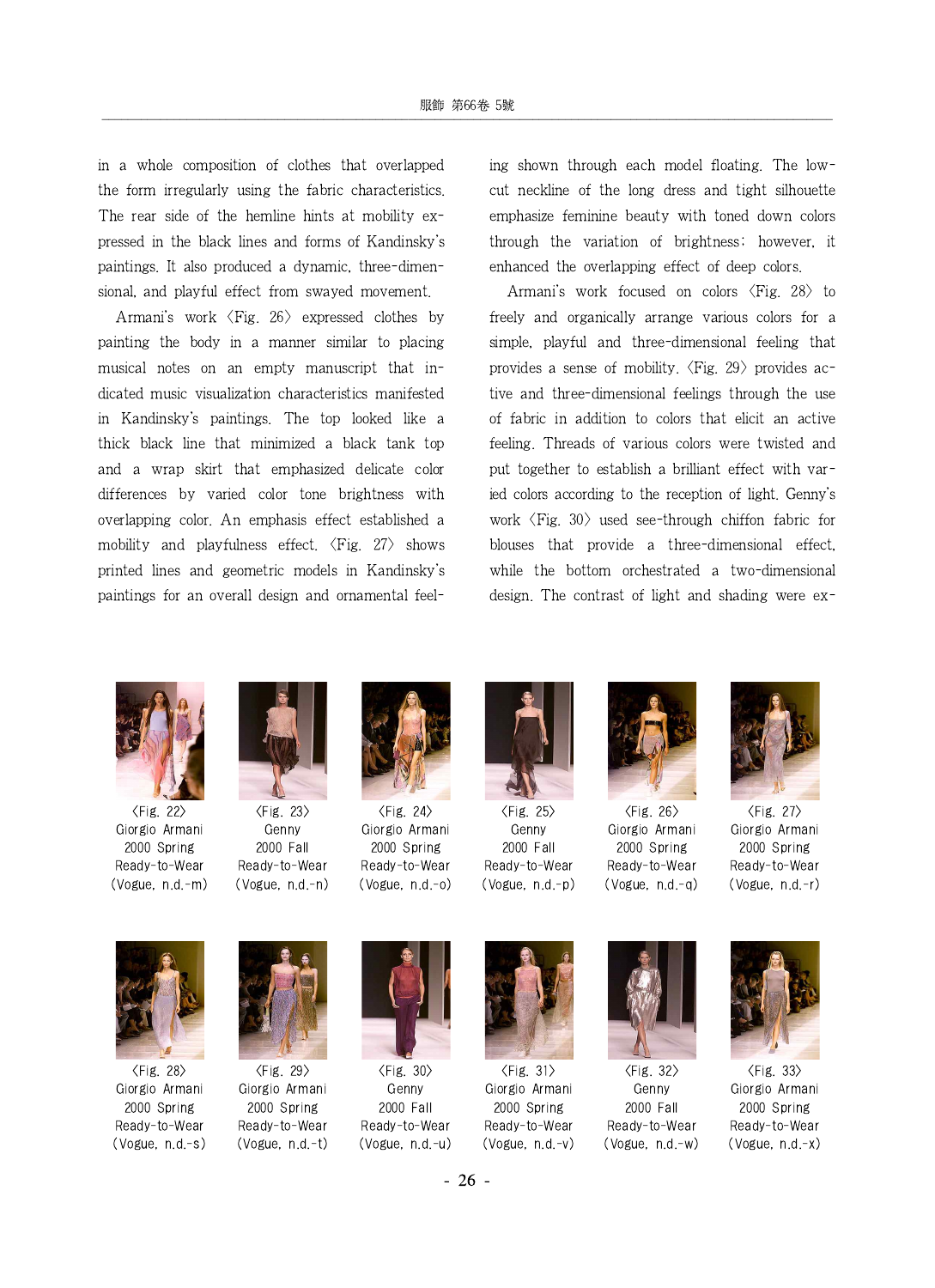in a whole composition of clothes that overlapped the form irregularly using the fabric characteristics. The rear side of the hemline hints at mobility expressed in the black lines and forms of Kandinsky's paintings. It also produced a dynamic, three-dimensional, and playful effect from swayed movement.

Armani's work 〈Fig. 26〉 expressed clothes by painting the body in a manner similar to placing musical notes on an empty manuscript that indicated music visualization characteristics manifested in Kandinsky's paintings. The top looked like a thick black line that minimized a black tank top and a wrap skirt that emphasized delicate color differences by varied color tone brightness with overlapping color. An emphasis effect established a mobility and playfulness effect. 〈Fig. 27〉 shows printed lines and geometric models in Kandinsky's paintings for an overall design and ornamental feeling shown through each model floating. The low-cut neckline of the long dress and tight silhouette emphasize feminine beauty with toned down colors through the variation of brightness; however, it enhanced the overlapping effect of deep colors.

Armani's work focused on colors 〈Fig. 28〉 to freely and organically arrange various colors for a simple, playful and three-dimensional feeling that provides a sense of mobility. 〈Fig. 29〉 provides active and three-dimensional feelings through the use of fabric in addition to colors that elicit an active feeling. Threads of various colors were twisted and put together to establish a brilliant effect with varied colors according to the reception of light. Genny's work 〈Fig. 30〉 used see-through chiffon fabric for blouses that provide a three-dimensional effect, while the bottom orchestrated a two-dimensional design. The contrast of light and shading were ex-

〈Fig. 22〉 Giorgio Armani 2000 Spring Ready-to-Wear (Vogue, n.d.-m)

〈Fig. 23〉 Genny 2000 Fall Ready-to-Wear (Vogue, n.d.-n)

〈Fig. 24〉 Giorgio Armani 2000 Spring Ready-to-Wear (Vogue, n.d.-o)

〈Fig. 25〉 Genny 2000 Fall Ready-to-Wear (Vogue, n.d.-p)

〈Fig. 26〉 Giorgio Armani 2000 Spring Ready-to-Wear (Vogue, n.d.-q)

〈Fig. 27〉 Giorgio Armani 2000 Spring Ready-to-Wear (Vogue, n.d.-r)

〈Fig. 28〉 Giorgio Armani 2000 Spring Ready-to-Wear (Vogue, n.d.-s)

〈Fig. 29〉 Giorgio Armani 2000 Spring Ready-to-Wear (Vogue, n.d.-t)

〈Fig. 30〉 Genny 2000 Fall Ready-to-Wear (Vogue, n.d.-u)

〈Fig. 31〉 Giorgio Armani 2000 Spring Ready-to-Wear (Vogue, n.d.-v)

〈Fig. 32〉 Genny 2000 Fall Ready-to-Wear (Vogue, n.d.-w)

〈Fig. 33〉 Giorgio Armani 2000 Spring Ready-to-Wear (Vogue, n.d.-x)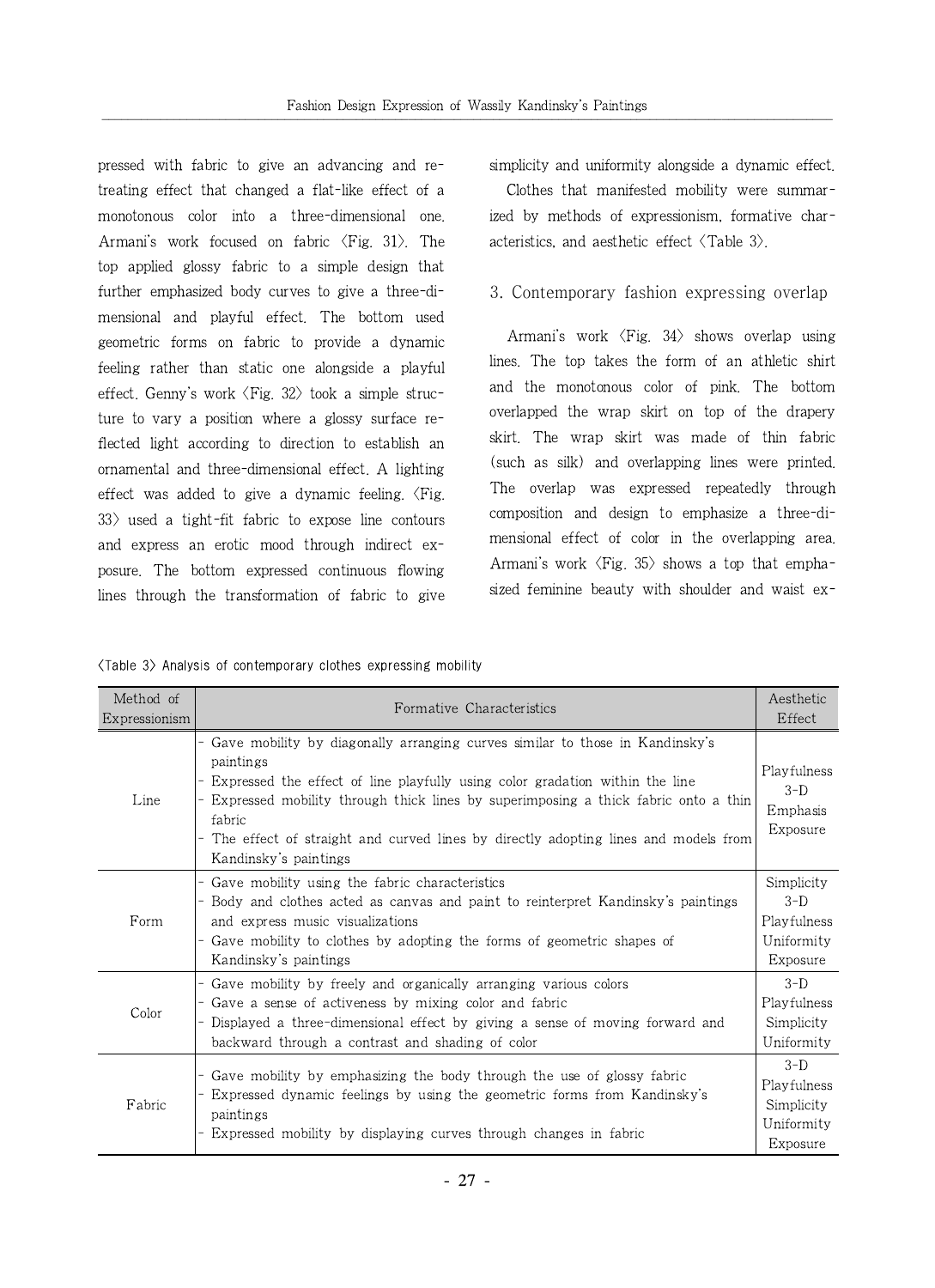pressed with fabric to give an advancing and retreating effect that changed a flat-like effect of a monotonous color into a three-dimensional one. Armani's work focused on fabric <Fig. 31>. The top applied glossy fabric to a simple design that further emphasized body curves to give a three-dimensional and playful effect. The bottom used geometric forms on fabric to provide a dynamic feeling rather than static one alongside a playful effect. Genny's work <Fig. 32> took a simple structure to vary a position where a glossy surface reflected light according to direction to establish an ornamental and three-dimensional effect. A lighting effect was added to give a dynamic feeling. <Fig. 33> used a tight-fit fabric to expose line contours and express an erotic mood through indirect exposure. The bottom expressed continuous flowing lines through the transformation of fabric to give simplicity and uniformity alongside a dynamic effect.

Clothes that manifested mobility were summarized by methods of expressionism, formative characteristics, and aesthetic effect <Table 3>.

### 3. Contemporary fashion expressing overlap

Armani's work <Fig. 34> shows overlap using lines. The top takes the form of an athletic shirt and the monotonous color of pink. The bottom overlapped the wrap skirt on top of the drapery skirt. The wrap skirt was made of thin fabric (such as silk) and overlapping lines were printed. The overlap was expressed repeatedly through composition and design to emphasize a three-dimensional effect of color in the overlapping area. Armani's work <Fig. 35> shows a top that emphasized feminine beauty with shoulder and waist ex-

<Table 3> Analysis of contemporary clothes expressing mobility

| Method of Expressionism | Formative Characteristics | Aesthetic Effect |
|---|---|---|
| Line | - Gave mobility by diagonally arranging curves similar to those in Kandinsky's paintings<br>- Expressed the effect of line playfully using color gradation within the line<br>- Expressed mobility through thick lines by superimposing a thick fabric onto a thin fabric<br>- The effect of straight and curved lines by directly adopting lines and models from Kandinsky's paintings | Playfulness<br>3-D<br>Emphasis<br>Exposure |
| Form | - Gave mobility using the fabric characteristics<br>- Body and clothes acted as canvas and paint to reinterpret Kandinsky's paintings and express music visualizations<br>- Gave mobility to clothes by adopting the forms of geometric shapes of Kandinsky's paintings | Simplicity<br>3-D<br>Playfulness<br>Uniformity<br>Exposure |
| Color | - Gave mobility by freely and organically arranging various colors<br>- Gave a sense of activeness by mixing color and fabric<br>- Displayed a three-dimensional effect by giving a sense of moving forward and backward through a contrast and shading of color | 3-D<br>Playfulness<br>Simplicity<br>Uniformity |
| Fabric | - Gave mobility by emphasizing the body through the use of glossy fabric<br>- Expressed dynamic feelings by using the geometric forms from Kandinsky's paintings<br>- Expressed mobility by displaying curves through changes in fabric | 3-D<br>Playfulness<br>Simplicity<br>Uniformity<br>Exposure |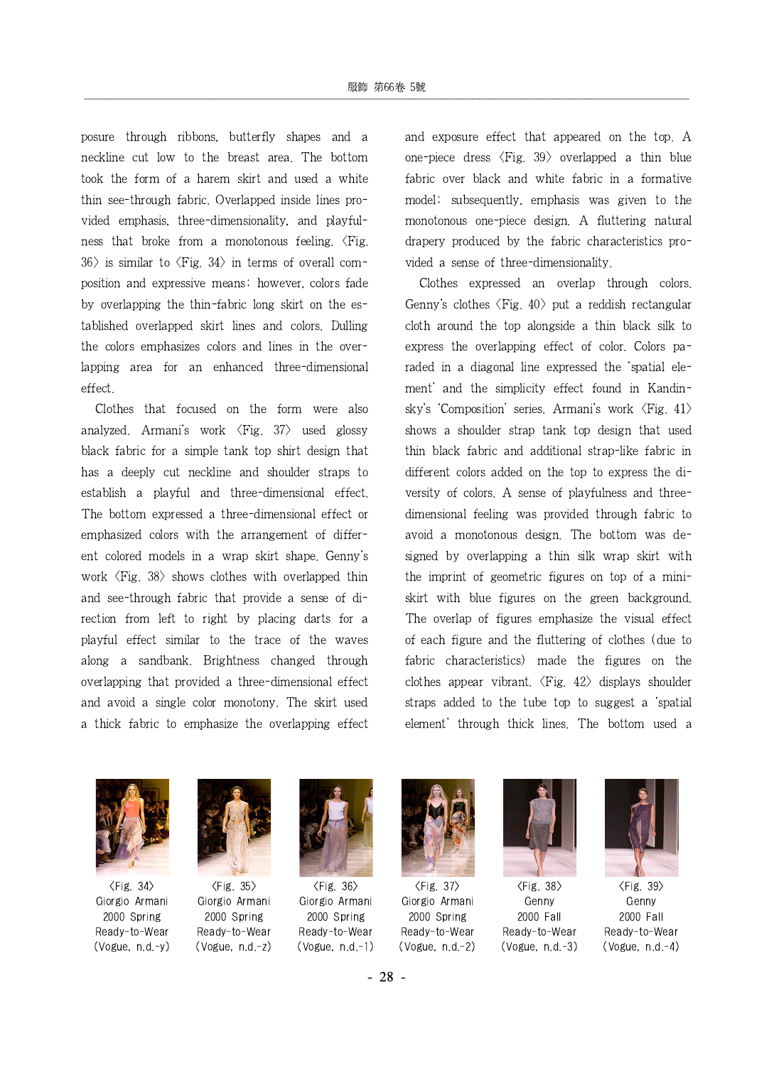posure through ribbons, butterfly shapes and a neckline cut low to the breast area. The bottom took the form of a harem skirt and used a white thin see-through fabric. Overlapped inside lines provided emphasis, three-dimensionality, and playfulness that broke from a monotonous feeling. 〈Fig. 36〉 is similar to 〈Fig. 34〉 in terms of overall composition and expressive means; however, colors fade by overlapping the thin-fabric long skirt on the established overlapped skirt lines and colors. Dulling the colors emphasizes colors and lines in the overlapping area for an enhanced three-dimensional effect.

Clothes that focused on the form were also analyzed. Armani's work 〈Fig. 37〉 used glossy black fabric for a simple tank top shirt design that has a deeply cut neckline and shoulder straps to establish a playful and three-dimensional effect. The bottom expressed a three-dimensional effect or emphasized colors with the arrangement of different colored models in a wrap skirt shape. Genny's work 〈Fig. 38〉 shows clothes with overlapped thin and see-through fabric that provide a sense of direction from left to right by placing darts for a playful effect similar to the trace of the waves along a sandbank. Brightness changed through overlapping that provided a three-dimensional effect and avoid a single color monotony. The skirt used a thick fabric to emphasize the overlapping effect and exposure effect that appeared on the top. A one-piece dress 〈Fig. 39〉 overlapped a thin blue fabric over black and white fabric in a formative model; subsequently, emphasis was given to the monotonous one-piece design. A fluttering natural drapery produced by the fabric characteristics provided a sense of three-dimensionality.

Clothes expressed an overlap through colors. Genny's clothes 〈Fig. 40〉 put a reddish rectangular cloth around the top alongside a thin black silk to express the overlapping effect of color. Colors paraded in a diagonal line expressed the 'spatial element' and the simplicity effect found in Kandinsky's 'Composition' series. Armani's work 〈Fig. 41〉 shows a shoulder strap tank top design that used thin black fabric and additional strap-like fabric in different colors added on the top to express the diversity of colors. A sense of playfulness and three-dimensional feeling was provided through fabric to avoid a monotonous design. The bottom was designed by overlapping a thin silk wrap skirt with the imprint of geometric figures on top of a miniskirt with blue figures on the green background. The overlap of figures emphasize the visual effect of each figure and the fluttering of clothes (due to fabric characteristics) made the figures on the clothes appear vibrant. 〈Fig. 42〉 displays shoulder straps added to the tube top to suggest a 'spatial element' through thick lines. The bottom used a

〈Fig. 34〉 Giorgio Armani 2000 Spring Ready-to-Wear (Vogue, n.d.-y)

〈Fig. 35〉 Giorgio Armani 2000 Spring Ready-to-Wear (Vogue, n.d.-z)

〈Fig. 36〉 Giorgio Armani 2000 Spring Ready-to-Wear (Vogue, n.d.-1)

〈Fig. 37〉 Giorgio Armani 2000 Spring Ready-to-Wear (Vogue, n.d.-2)

〈Fig. 38〉 Genny 2000 Fall Ready-to-Wear (Vogue, n.d.-3)

〈Fig. 39〉 Genny 2000 Fall Ready-to-Wear (Vogue, n.d.-4)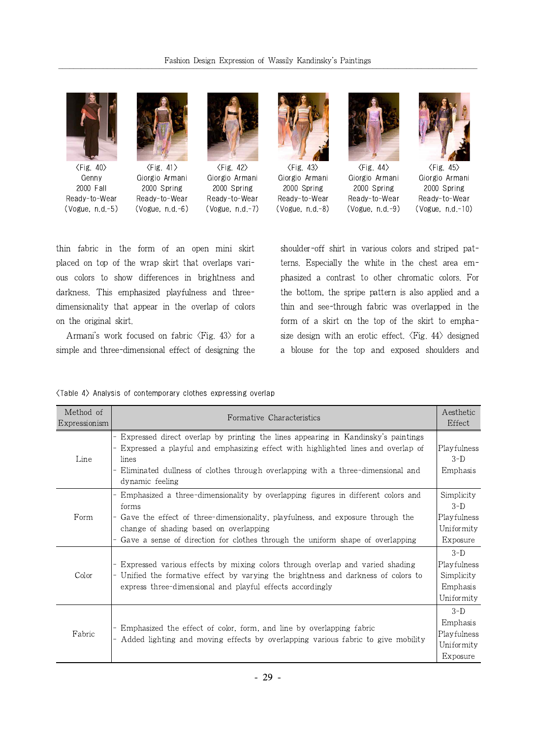〈Fig. 40〉 Genny 2000 Fall Ready-to-Wear (Vogue, n.d.-5)

〈Fig. 41〉 Giorgio Armani 2000 Spring Ready-to-Wear (Vogue, n.d.-6)

〈Fig. 42〉 Giorgio Armani 2000 Spring Ready-to-Wear (Vogue, n.d.-7)

〈Fig. 43〉 Giorgio Armani 2000 Spring Ready-to-Wear (Vogue, n.d.-8)

〈Fig. 44〉 Giorgio Armani 2000 Spring Ready-to-Wear (Vogue, n.d.-9)

〈Fig. 45〉 Giorgio Armani 2000 Spring Ready-to-Wear (Vogue, n.d.-10)

thin fabric in the form of an open mini skirt placed on top of the wrap skirt that overlaps various colors to show differences in brightness and darkness. This emphasized playfulness and three-dimensionality that appear in the overlap of colors on the original skirt.

Armani's work focused on fabric 〈Fig. 43〉 for a simple and three-dimensional effect of designing the shoulder-off shirt in various colors and striped patterns. Especially the white in the chest area emphasized a contrast to other chromatic colors. For the bottom, the sripe pattern is also applied and a thin and see-through fabric was overlapped in the form of a skirt on the top of the skirt to emphasize design with an erotic effect. 〈Fig. 44〉 designed a blouse for the top and exposed shoulders and

〈Table 4〉 Analysis of contemporary clothes expressing overlap

| Method of Expressionism | Formative Characteristics | Aesthetic Effect |
|---|---|---|
| Line | - Expressed direct overlap by printing the lines appearing in Kandinsky's paintings<br>- Expressed a playful and emphasizing effect with highlighted lines and overlap of lines<br>- Eliminated dullness of clothes through overlapping with a three-dimensional and dynamic feeling | Playfulness<br>3-D<br>Emphasis |
| Form | - Emphasized a three-dimensionality by overlapping figures in different colors and forms<br>- Gave the effect of three-dimensionality, playfulness, and exposure through the change of shading based on overlapping<br>- Gave a sense of direction for clothes through the uniform shape of overlapping | Simplicity<br>3-D<br>Playfulness<br>Uniformity<br>Exposure |
| Color | - Expressed various effects by mixing colors through overlap and varied shading<br>- Unified the formative effect by varying the brightness and darkness of colors to express three-dimensional and playful effects accordingly | 3-D<br>Playfulness<br>Simplicity<br>Emphasis<br>Uniformity |
| Fabric | - Emphasized the effect of color, form, and line by overlapping fabric<br>- Added lighting and moving effects by overlapping various fabric to give mobility | 3-D<br>Emphasis<br>Playfulness<br>Uniformity<br>Exposure |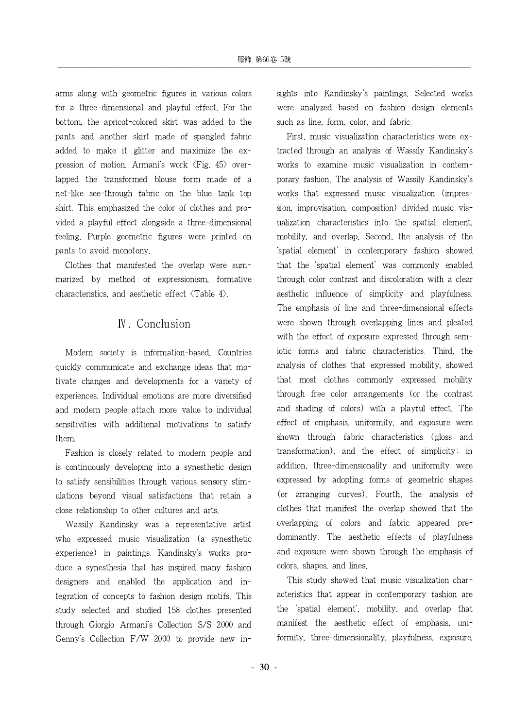arms along with geometric figures in various colors for a three-dimensional and playful effect. For the bottom, the apricot-colored skirt was added to the pants and another skirt made of spangled fabric added to make it glitter and maximize the expression of motion. Armani's work <Fig. 45> overlapped the transformed blouse form made of a net-like see-through fabric on the blue tank top shirt. This emphasized the color of clothes and provided a playful effect alongside a three-dimensional feeling. Purple geometric figures were printed on pants to avoid monotony.

Clothes that manifested the overlap were summarized by method of expressionism, formative characteristics, and aesthetic effect <Table 4>.

## Ⅳ. Conclusion

Modern society is information-based. Countries quickly communicate and exchange ideas that motivate changes and developments for a variety of experiences. Individual emotions are more diversified and modern people attach more value to individual sensitivities with additional motivations to satisfy them.

Fashion is closely related to modern people and is continuously developing into a synesthetic design to satisfy sensibilities through various sensory stimulations beyond visual satisfactions that retain a close relationship to other cultures and arts.

Wassily Kandinsky was a representative artist who expressed music visualization (a synesthetic experience) in paintings. Kandinsky's works produce a synesthesia that has inspired many fashion designers and enabled the application and integration of concepts to fashion design motifs. This study selected and studied 158 clothes presented through Giorgio Armani's Collection S/S 2000 and Genny's Collection F/W 2000 to provide new insights into Kandinsky's paintings. Selected works were analyzed based on fashion design elements such as line, form, color, and fabric.

First, music visualization characteristics were extracted through an analysis of Wassily Kandinsky's works to examine music visualization in contemporary fashion. The analysis of Wassily Kandinsky's works that expressed music visualization (impression, improvisation, composition) divided music visualization characteristics into the spatial element, mobility, and overlap. Second, the analysis of the 'spatial element' in contemporary fashion showed that the 'spatial element' was commonly enabled through color contrast and discoloration with a clear aesthetic influence of simplicity and playfulness. The emphasis of line and three-dimensional effects were shown through overlapping lines and pleated with the effect of exposure expressed through semiotic forms and fabric characteristics. Third, the analysis of clothes that expressed mobility, showed that most clothes commonly expressed mobility through free color arrangements (or the contrast and shading of colors) with a playful effect. The effect of emphasis, uniformity, and exposure were shown through fabric characteristics (gloss and transformation), and the effect of simplicity; in addition, three-dimensionality and uniformity were expressed by adopting forms of geometric shapes (or arranging curves). Fourth, the analysis of clothes that manifest the overlap showed that the overlapping of colors and fabric appeared predominantly. The aesthetic effects of playfulness and exposure were shown through the emphasis of colors, shapes, and lines.

This study showed that music visualization characteristics that appear in contemporary fashion are the 'spatial element', mobility, and overlap that manifest the aesthetic effect of emphasis, uniformity, three-dimensionality, playfulness, exposure,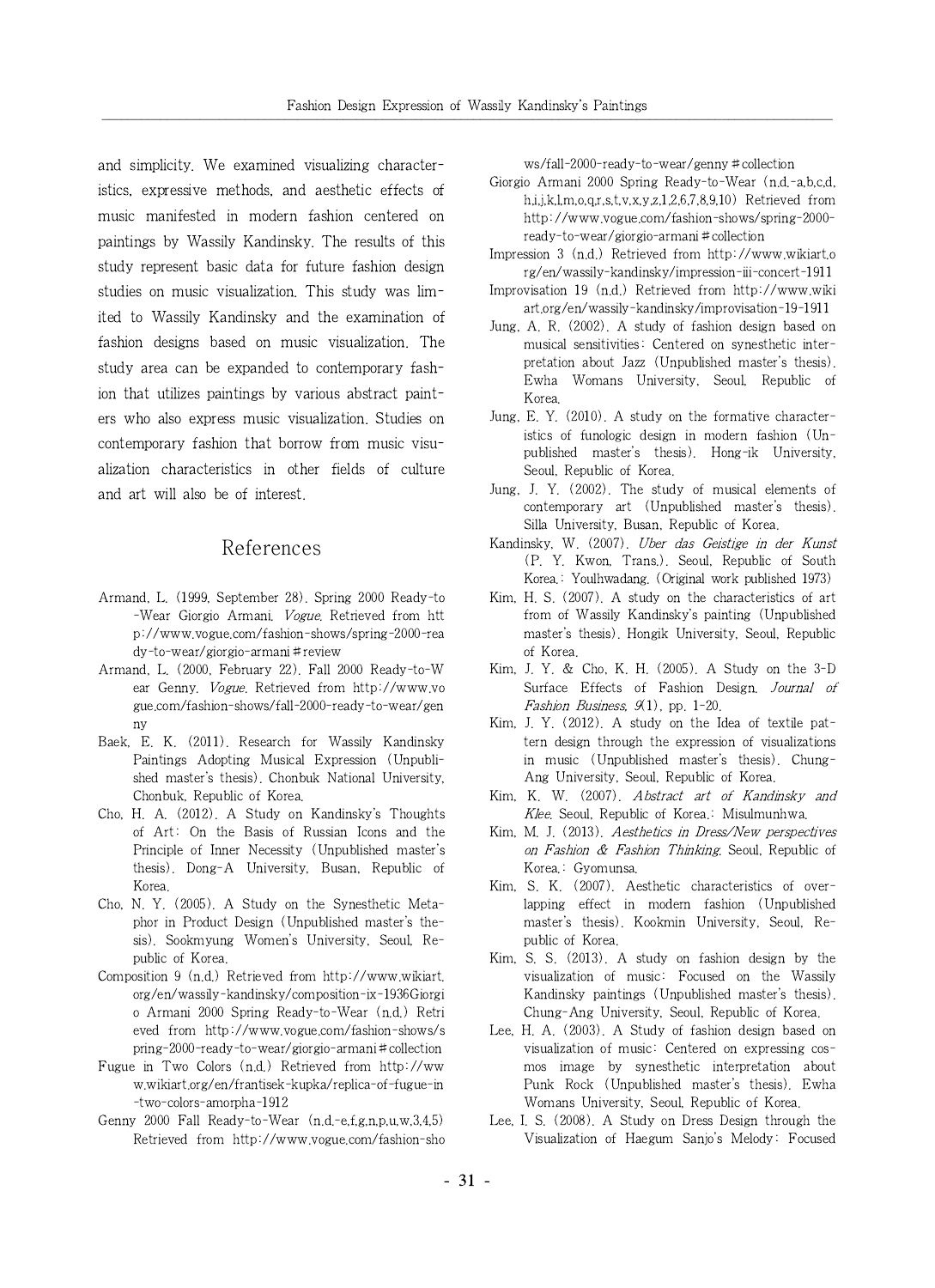and simplicity. We examined visualizing characteristics, expressive methods, and aesthetic effects of music manifested in modern fashion centered on paintings by Wassily Kandinsky. The results of this study represent basic data for future fashion design studies on music visualization. This study was limited to Wassily Kandinsky and the examination of fashion designs based on music visualization. The study area can be expanded to contemporary fashion that utilizes paintings by various abstract painters who also express music visualization. Studies on contemporary fashion that borrow from music visualization characteristics in other fields of culture and art will also be of interest.

## References

Armand, L. (1999, September 28). Spring 2000 Ready-to-Wear Giorgio Armani. *Vogue*. Retrieved from http://www.vogue.com/fashion-shows/spring-2000-ready-to-wear/giorgio-armani#review

Armand, L. (2000, February 22). Fall 2000 Ready-to-Wear Genny. *Vogue*. Retrieved from http://www.vogue.com/fashion-shows/fall-2000-ready-to-wear/genny

Baek, E. K. (2011). Research for Wassily Kandinsky Paintings Adopting Musical Expression (Unpublished master's thesis). Chonbuk National University, Chonbuk, Republic of Korea.

Cho, H. A. (2012). A Study on Kandinsky's Thoughts of Art: On the Basis of Russian Icons and the Principle of Inner Necessity (Unpublished master's thesis). Dong-A University, Busan, Republic of Korea.

Cho, N. Y. (2005). A Study on the Synesthetic Metaphor in Product Design (Unpublished master's thesis). Sookmyung Women's University, Seoul, Republic of Korea.

Composition 9 (n.d.) Retrieved from http://www.wikiart.org/en/wassily-kandinsky/composition-ix-1936Giorgio Armani 2000 Spring Ready-to-Wear (n.d.) Retrieved from http://www.vogue.com/fashion-shows/spring-2000-ready-to-wear/giorgio-armani#collection

Fugue in Two Colors (n.d.) Retrieved from http://www.wikiart.org/en/frantisek-kupka/replica-of-fugue-in-two-colors-amorpha-1912

Genny 2000 Fall Ready-to-Wear (n.d.-e,f,g,n,p,u,w,3,4,5) Retrieved from http://www.vogue.com/fashion-shows/fall-2000-ready-to-wear/genny#collection

Giorgio Armani 2000 Spring Ready-to-Wear (n.d.-a,b,c,d,h,i,j,k,l,m,o,q,r,s,t,v,x,y,z,1,2,6,7,8,9,10) Retrieved from http://www.vogue.com/fashion-shows/spring-2000-ready-to-wear/giorgio-armani#collection

Impression 3 (n.d.) Retrieved from http://www.wikiart.org/en/wassily-kandinsky/impression-iii-concert-1911

Improvisation 19 (n.d.) Retrieved from http://www.wikiart.org/en/wassily-kandinsky/improvisation-19-1911

Jung, A. R. (2002). A study of fashion design based on musical sensitivities: Centered on synesthetic interpretation about Jazz (Unpublished master's thesis). Ewha Womans University, Seoul, Republic of Korea.

Jung, E. Y. (2010). A study on the formative characteristics of funologic design in modern fashion (Unpublished master's thesis). Hong-ik University, Seoul, Republic of Korea.

Jung, J. Y. (2002). The study of musical elements of contemporary art (Unpublished master's thesis). Silla University, Busan, Republic of Korea.

Kandinsky, W. (2007). *Uber das Geistige in der Kunst* (P. Y. Kwon, Trans.). Seoul, Republic of South Korea.: Youlhwadang. (Original work published 1973)

Kim, H. S. (2007). A study on the characteristics of art from of Wassily Kandinsky's painting (Unpublished master's thesis). Hongik University, Seoul, Republic of Korea.

Kim, J. Y. & Cho, K. H. (2005). A Study on the 3-D Surface Effects of Fashion Design. *Journal of Fashion Business, 9*(1), pp. 1-20.

Kim, J. Y. (2012). A study on the Idea of textile pattern design through the expression of visualizations in music (Unpublished master's thesis). Chung-Ang University, Seoul, Republic of Korea.

Kim, K. W. (2007). *Abstract art of Kandinsky and Klee*. Seoul, Republic of Korea.: Misulmunhwa.

Kim, M. J. (2013). *Aesthetics in Dress/New perspectives on Fashion & Fashion Thinking*. Seoul, Republic of Korea.: Gyomunsa.

Kim, S. K. (2007). Aesthetic characteristics of overlapping effect in modern fashion (Unpublished master's thesis). Kookmin University, Seoul, Republic of Korea.

Kim, S. S. (2013). A study on fashion design by the visualization of music: Focused on the Wassily Kandinsky paintings (Unpublished master's thesis). Chung-Ang University, Seoul, Republic of Korea.

Lee, H. A. (2003). A Study of fashion design based on visualization of music: Centered on expressing cosmos image by synesthetic interpretation about Punk Rock (Unpublished master's thesis). Ewha Womans University, Seoul, Republic of Korea.

Lee, I. S. (2008). A Study on Dress Design through the Visualization of Haegum Sanjo's Melody: Focused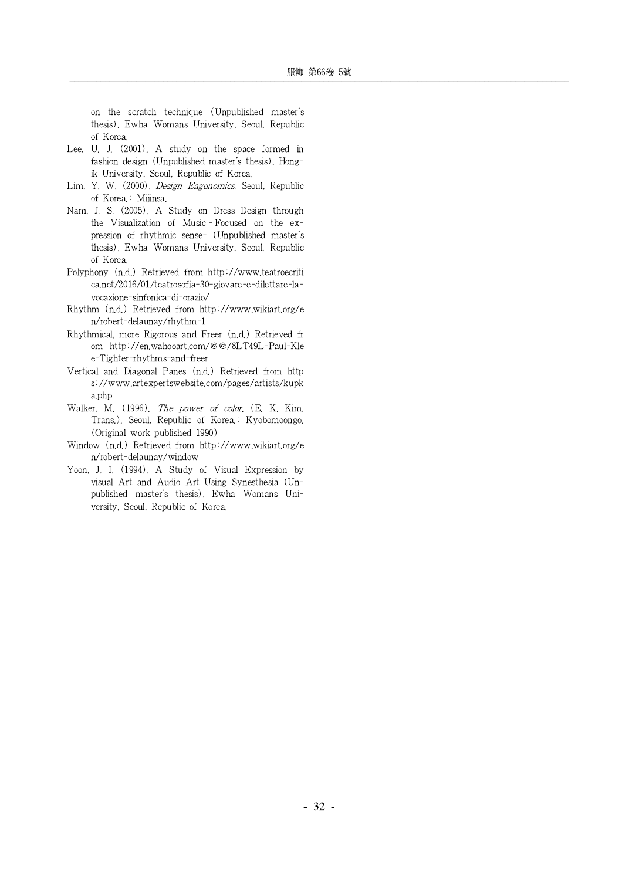on the scratch technique (Unpublished master's thesis). Ewha Womans University, Seoul, Republic of Korea.

Lee, U. J. (2001). A study on the space formed in fashion design (Unpublished master's thesis). Hong-ik University, Seoul, Republic of Korea.

Lim, Y. W. (2000). *Design Eagonomics*. Seoul, Republic of Korea.: Mijinsa.

Nam, J. S. (2005). A Study on Dress Design through the Visualization of Music－Focused on the expression of rhythmic sense- (Unpublished master's thesis). Ewha Womans University, Seoul, Republic of Korea.

Polyphony (n.d.) Retrieved from http://www.teatroecritica.net/2016/01/teatrosofia-30-giovare-e-dilettare-la-vocazione-sinfonica-di-orazio/

Rhythm (n.d.) Retrieved from http://www.wikiart.org/en/robert-delaunay/rhythm-1

Rhythmical, more Rigorous and Freer (n.d.) Retrieved from http://en.wahooart.com/@@/8LT49L-Paul-Klee-Tighter-rhythms-and-freer

Vertical and Diagonal Panes (n.d.) Retrieved from https://www.artexpertswebsite.com/pages/artists/kupka.php

Walker, M. (1996). *The power of color*. (E. K. Kim, Trans.). Seoul, Republic of Korea.: Kyobomoongo. (Original work published 1990)

Window (n.d.) Retrieved from http://www.wikiart.org/en/robert-delaunay/window

Yoon, J. I. (1994). A Study of Visual Expression by visual Art and Audio Art Using Synesthesia (Unpublished master's thesis). Ewha Womans University, Seoul, Republic of Korea.